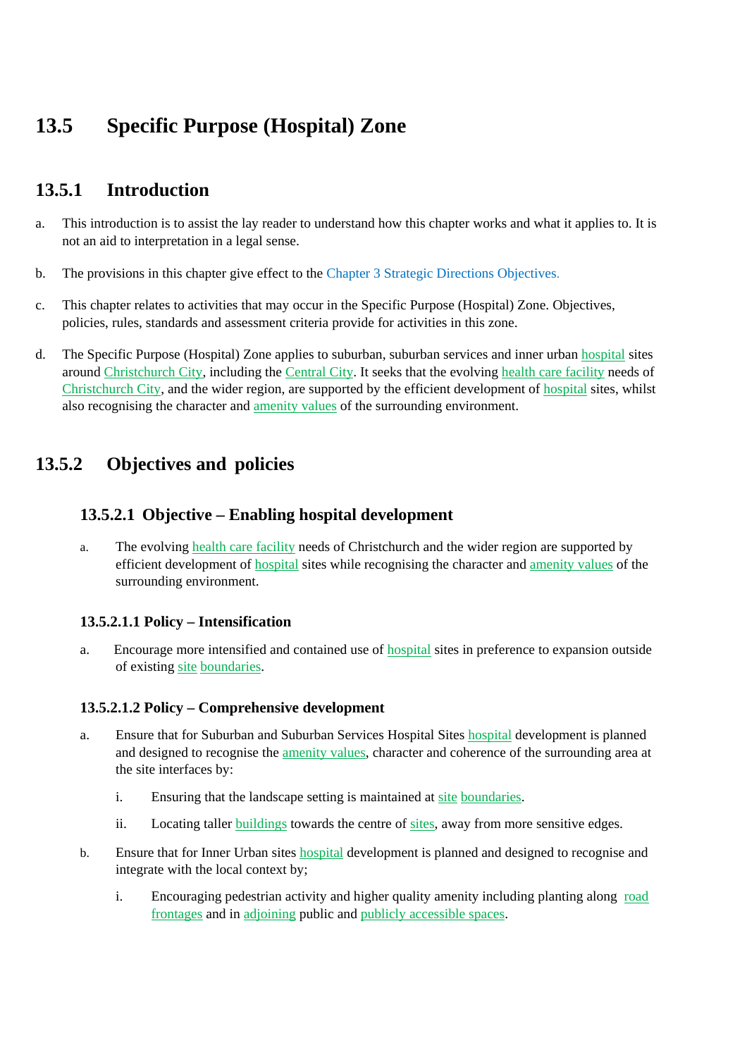# 13.5 Specific Purpose (Hospital) Zone

## 13.5.1 Introduction

a. This introduction is to assist the lay reader to understand how this chapter works and what it applies to. It is not an aid to interpretation in a legal sense.

b. The provisions in this chapter give effect to the Chapter 3 Strategic Directions Objectives.

c. This chapter relates to activities that may occur in the Specific Purpose (Hospital) Zone. Objectives, policies, rules, standards and assessment criteria provide for activities in this zone.

d. The Specific Purpose (Hospital) Zone applies to suburban, suburban services and inner urban hospital sites around Christchurch City, including the Central City. It seeks that the evolving health care facility needs of Christchurch City, and the wider region, are supported by the efficient development of hospital sites, whilst also recognising the character and amenity values of the surrounding environment.

## 13.5.2 Objectives and policies

### 13.5.2.1 Objective – Enabling hospital development

a. The evolving health care facility needs of Christchurch and the wider region are supported by efficient development of hospital sites while recognising the character and amenity values of the surrounding environment.

#### 13.5.2.1.1 Policy – Intensification

a. Encourage more intensified and contained use of hospital sites in preference to expansion outside of existing site boundaries.

#### 13.5.2.1.2 Policy – Comprehensive development

a. Ensure that for Suburban and Suburban Services Hospital Sites hospital development is planned and designed to recognise the amenity values, character and coherence of the surrounding area at the site interfaces by:

   i. Ensuring that the landscape setting is maintained at site boundaries.

   ii. Locating taller buildings towards the centre of sites, away from more sensitive edges.

b. Ensure that for Inner Urban sites hospital development is planned and designed to recognise and integrate with the local context by;

   i. Encouraging pedestrian activity and higher quality amenity including planting along road frontages and in adjoining public and publicly accessible spaces.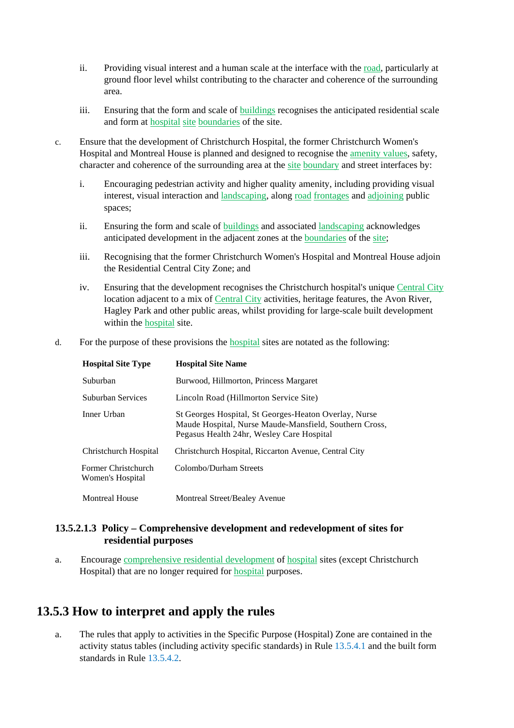ii. Providing visual interest and a human scale at the interface with the road, particularly at ground floor level whilst contributing to the character and coherence of the surrounding area.

   iii. Ensuring that the form and scale of buildings recognises the anticipated residential scale and form at hospital site boundaries of the site.

c. Ensure that the development of Christchurch Hospital, the former Christchurch Women's Hospital and Montreal House is planned and designed to recognise the amenity values, safety, character and coherence of the surrounding area at the site boundary and street interfaces by:

   i. Encouraging pedestrian activity and higher quality amenity, including providing visual interest, visual interaction and landscaping, along road frontages and adjoining public spaces;

   ii. Ensuring the form and scale of buildings and associated landscaping acknowledges anticipated development in the adjacent zones at the boundaries of the site;

   iii. Recognising that the former Christchurch Women's Hospital and Montreal House adjoin the Residential Central City Zone; and

   iv. Ensuring that the development recognises the Christchurch hospital's unique Central City location adjacent to a mix of Central City activities, heritage features, the Avon River, Hagley Park and other public areas, whilst providing for large-scale built development within the hospital site.

d. For the purpose of these provisions the hospital sites are notated as the following:

| Hospital Site Type | Hospital Site Name |
|---|---|
| Suburban | Burwood, Hillmorton, Princess Margaret |
| Suburban Services | Lincoln Road (Hillmorton Service Site) |
| Inner Urban | St Georges Hospital, St Georges-Heaton Overlay, Nurse Maude Hospital, Nurse Maude-Mansfield, Southern Cross, Pegasus Health 24hr, Wesley Care Hospital |
| Christchurch Hospital | Christchurch Hospital, Riccarton Avenue, Central City |
| Former Christchurch Women's Hospital | Colombo/Durham Streets |
| Montreal House | Montreal Street/Bealey Avenue |

### 13.5.2.1.3 Policy – Comprehensive development and redevelopment of sites for residential purposes

a. Encourage comprehensive residential development of hospital sites (except Christchurch Hospital) that are no longer required for hospital purposes.

## 13.5.3 How to interpret and apply the rules

a. The rules that apply to activities in the Specific Purpose (Hospital) Zone are contained in the activity status tables (including activity specific standards) in Rule 13.5.4.1 and the built form standards in Rule 13.5.4.2.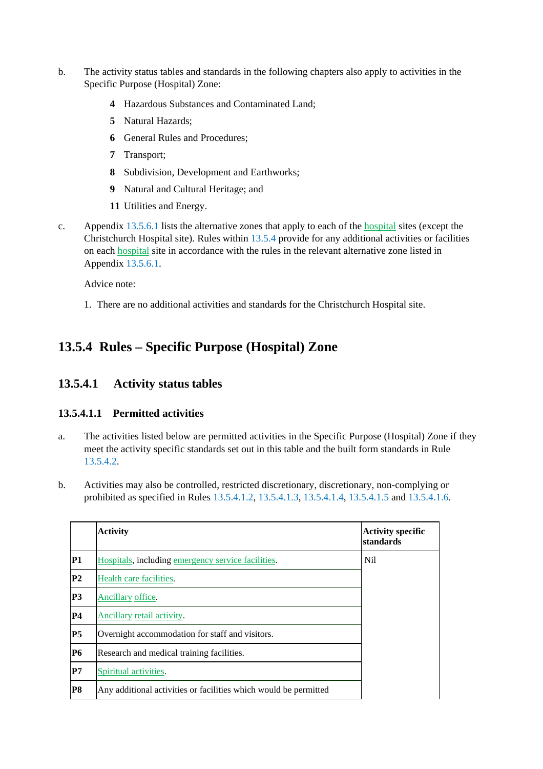b. The activity status tables and standards in the following chapters also apply to activities in the Specific Purpose (Hospital) Zone:

   **4** Hazardous Substances and Contaminated Land;

   **5** Natural Hazards;

   **6** General Rules and Procedures;

   **7** Transport;

   **8** Subdivision, Development and Earthworks;

   **9** Natural and Cultural Heritage; and

   **11** Utilities and Energy.

c. Appendix 13.5.6.1 lists the alternative zones that apply to each of the hospital sites (except the Christchurch Hospital site). Rules within 13.5.4 provide for any additional activities or facilities on each hospital site in accordance with the rules in the relevant alternative zone listed in Appendix 13.5.6.1.

   Advice note:

   1. There are no additional activities and standards for the Christchurch Hospital site.

## 13.5.4 Rules – Specific Purpose (Hospital) Zone

### 13.5.4.1 Activity status tables

#### 13.5.4.1.1 Permitted activities

a. The activities listed below are permitted activities in the Specific Purpose (Hospital) Zone if they meet the activity specific standards set out in this table and the built form standards in Rule 13.5.4.2.

b. Activities may also be controlled, restricted discretionary, discretionary, non-complying or prohibited as specified in Rules 13.5.4.1.2, 13.5.4.1.3, 13.5.4.1.4, 13.5.4.1.5 and 13.5.4.1.6.

| | **Activity** | **Activity specific standards** |
|---|---|---|
| **P1** | Hospitals, including emergency service facilities. | Nil |
| **P2** | Health care facilities. | |
| **P3** | Ancillary office. | |
| **P4** | Ancillary retail activity. | |
| **P5** | Overnight accommodation for staff and visitors. | |
| **P6** | Research and medical training facilities. | |
| **P7** | Spiritual activities. | |
| **P8** | Any additional activities or facilities which would be permitted | |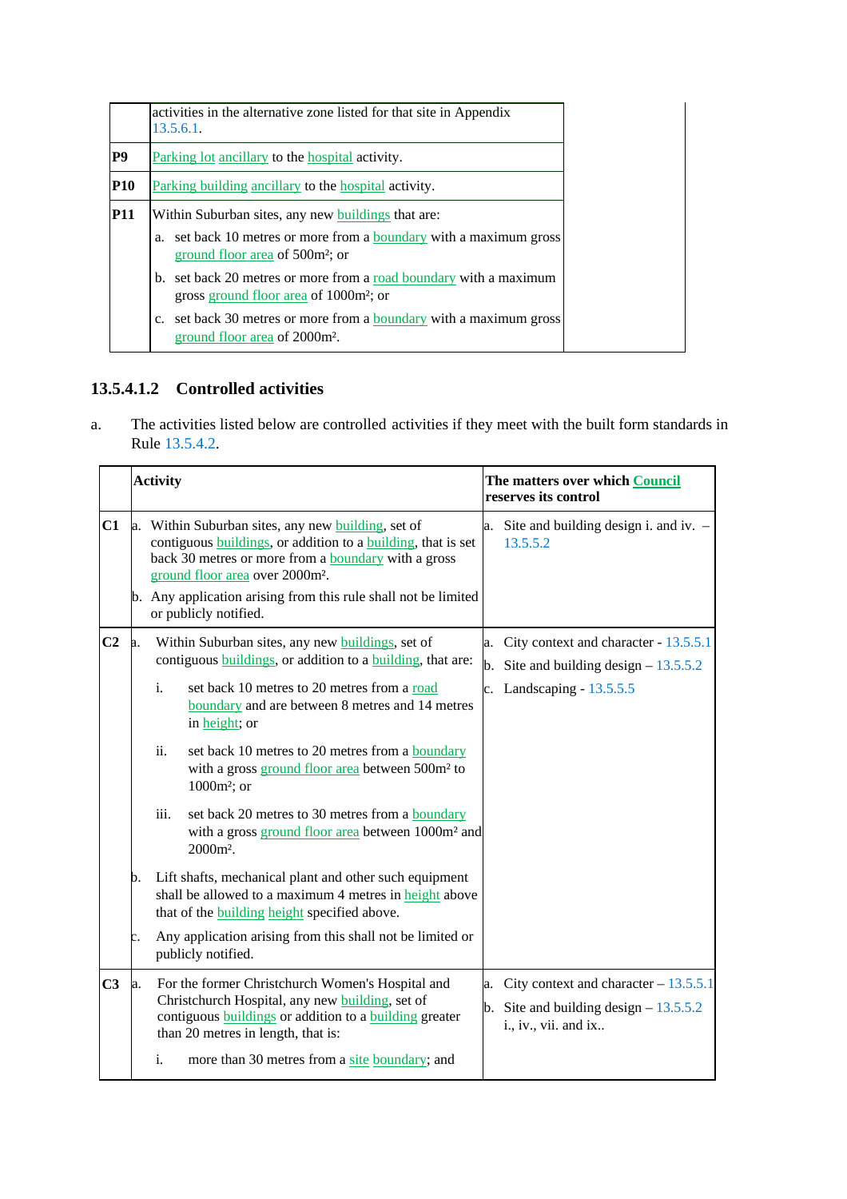| | |
|---|---|
| | activities in the alternative zone listed for that site in Appendix 13.5.6.1. |
| **P9** | Parking lot ancillary to the hospital activity. |
| **P10** | Parking building ancillary to the hospital activity. |
| **P11** | Within Suburban sites, any new buildings that are:<br>a. set back 10 metres or more from a boundary with a maximum gross ground floor area of 500m²; or<br>b. set back 20 metres or more from a road boundary with a maximum gross ground floor area of 1000m²; or<br>c. set back 30 metres or more from a boundary with a maximum gross ground floor area of 2000m². |

### 13.5.4.1.2 Controlled activities

a. The activities listed below are controlled activities if they meet with the built form standards in Rule 13.5.4.2.

| | Activity | The matters over which Council reserves its control |
|---|---|---|
| **C1** | a. Within Suburban sites, any new building, set of contiguous buildings, or addition to a building, that is set back 30 metres or more from a boundary with a gross ground floor area over 2000m².<br>b. Any application arising from this rule shall not be limited or publicly notified. | a. Site and building design i. and iv. – 13.5.5.2 |
| **C2** | a. Within Suburban sites, any new buildings, set of contiguous buildings, or addition to a building, that are:<br>i. set back 10 metres to 20 metres from a road boundary and are between 8 metres and 14 metres in height; or<br>ii. set back 10 metres to 20 metres from a boundary with a gross ground floor area between 500m² to 1000m²; or<br>iii. set back 20 metres to 30 metres from a boundary with a gross ground floor area between 1000m² and 2000m².<br>b. Lift shafts, mechanical plant and other such equipment shall be allowed to a maximum 4 metres in height above that of the building height specified above.<br>c. Any application arising from this shall not be limited or publicly notified. | a. City context and character - 13.5.5.1<br>b. Site and building design – 13.5.5.2<br>c. Landscaping - 13.5.5.5 |
| **C3** | a. For the former Christchurch Women's Hospital and Christchurch Hospital, any new building, set of contiguous buildings or addition to a building greater than 20 metres in length, that is:<br>i. more than 30 metres from a site boundary; and | a. City context and character – 13.5.5.1<br>b. Site and building design – 13.5.5.2 i., iv., vii. and ix.. |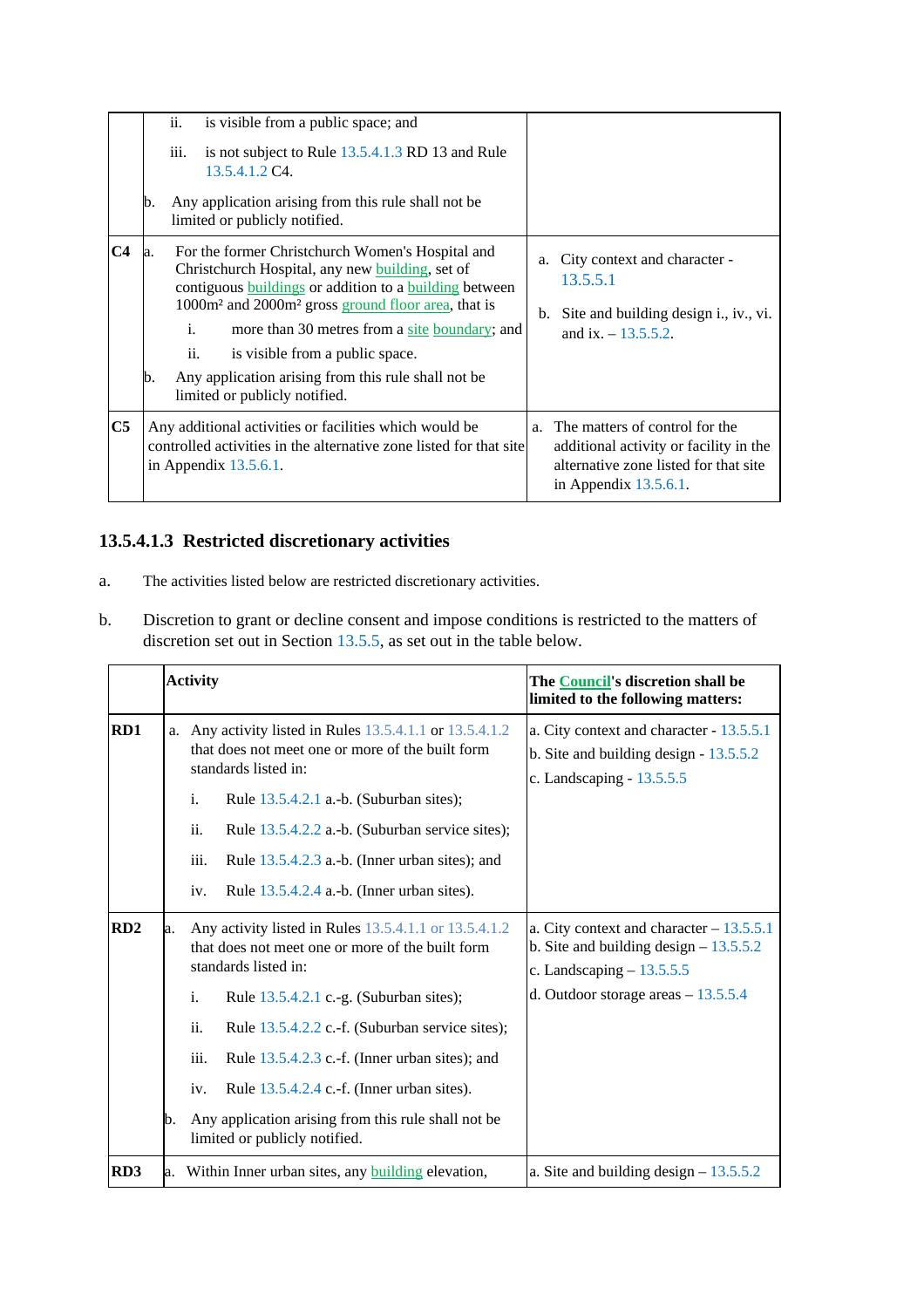| | | |
|---|---|---|
| | ii. is visible from a public space; and<br><br>iii. is not subject to Rule 13.5.4.1.3 RD 13 and Rule 13.5.4.1.2 C4.<br><br>b. Any application arising from this rule shall not be limited or publicly notified. | |
| **C4** | a. For the former Christchurch Women's Hospital and Christchurch Hospital, any new building, set of contiguous buildings or addition to a building between 1000m² and 2000m² gross ground floor area, that is<br><br>i. more than 30 metres from a site boundary; and<br><br>ii. is visible from a public space.<br><br>b. Any application arising from this rule shall not be limited or publicly notified. | a. City context and character - 13.5.5.1<br><br>b. Site and building design i., iv., vi. and ix. – 13.5.5.2. |
| **C5** | Any additional activities or facilities which would be controlled activities in the alternative zone listed for that site in Appendix 13.5.6.1. | a. The matters of control for the additional activity or facility in the alternative zone listed for that site in Appendix 13.5.6.1. |

### 13.5.4.1.3 Restricted discretionary activities

a. The activities listed below are restricted discretionary activities.

b. Discretion to grant or decline consent and impose conditions is restricted to the matters of discretion set out in Section 13.5.5, as set out in the table below.

| | Activity | The Council's discretion shall be limited to the following matters: |
|---|---|---|
| **RD1** | a. Any activity listed in Rules 13.5.4.1.1 or 13.5.4.1.2 that does not meet one or more of the built form standards listed in:<br><br>i. Rule 13.5.4.2.1 a.-b. (Suburban sites);<br><br>ii. Rule 13.5.4.2.2 a.-b. (Suburban service sites);<br><br>iii. Rule 13.5.4.2.3 a.-b. (Inner urban sites); and<br><br>iv. Rule 13.5.4.2.4 a.-b. (Inner urban sites). | a. City context and character - 13.5.5.1<br><br>b. Site and building design - 13.5.5.2<br><br>c. Landscaping - 13.5.5.5 |
| **RD2** | a. Any activity listed in Rules 13.5.4.1.1 or 13.5.4.1.2 that does not meet one or more of the built form standards listed in:<br><br>i. Rule 13.5.4.2.1 c.-g. (Suburban sites);<br><br>ii. Rule 13.5.4.2.2 c.-f. (Suburban service sites);<br><br>iii. Rule 13.5.4.2.3 c.-f. (Inner urban sites); and<br><br>iv. Rule 13.5.4.2.4 c.-f. (Inner urban sites).<br><br>b. Any application arising from this rule shall not be limited or publicly notified. | a. City context and character – 13.5.5.1<br><br>b. Site and building design – 13.5.5.2<br><br>c. Landscaping – 13.5.5.5<br><br>d. Outdoor storage areas – 13.5.5.4 |
| **RD3** | a. Within Inner urban sites, any building elevation, | a. Site and building design – 13.5.5.2 |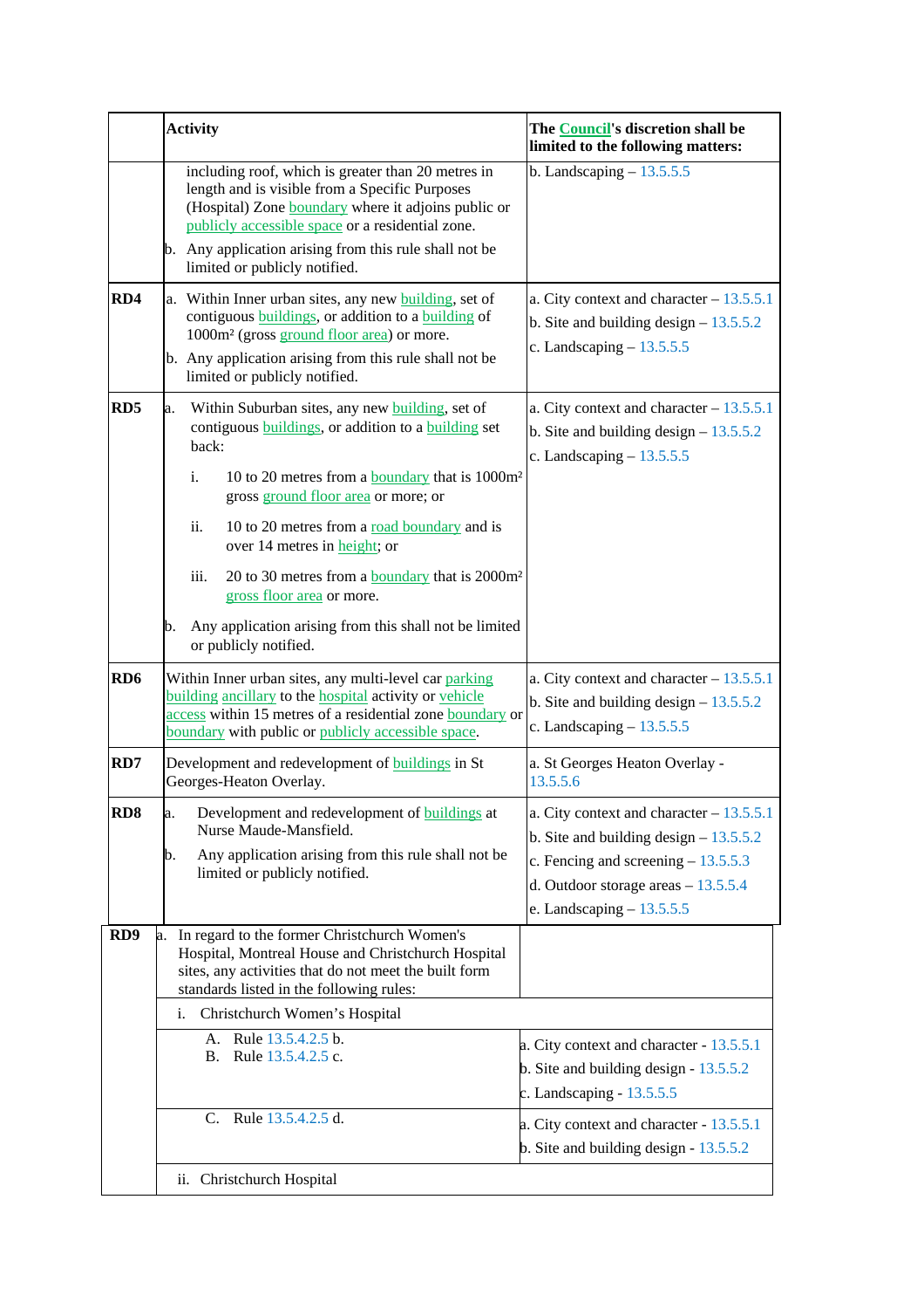| | Activity | The Council's discretion shall be limited to the following matters: |
|---|---|---|
| | including roof, which is greater than 20 metres in length and is visible from a Specific Purposes (Hospital) Zone boundary where it adjoins public or publicly accessible space or a residential zone.<br>b. Any application arising from this rule shall not be limited or publicly notified. | b. Landscaping – 13.5.5.5 |
| **RD4** | a. Within Inner urban sites, any new building, set of contiguous buildings, or addition to a building of 1000m² (gross ground floor area) or more.<br>b. Any application arising from this rule shall not be limited or publicly notified. | a. City context and character – 13.5.5.1<br>b. Site and building design – 13.5.5.2<br>c. Landscaping – 13.5.5.5 |
| **RD5** | a. Within Suburban sites, any new building, set of contiguous buildings, or addition to a building set back:<br>i. 10 to 20 metres from a boundary that is 1000m² gross ground floor area or more; or<br>ii. 10 to 20 metres from a road boundary and is over 14 metres in height; or<br>iii. 20 to 30 metres from a boundary that is 2000m² gross floor area or more.<br>b. Any application arising from this shall not be limited or publicly notified. | a. City context and character – 13.5.5.1<br>b. Site and building design – 13.5.5.2<br>c. Landscaping – 13.5.5.5 |
| **RD6** | Within Inner urban sites, any multi-level car parking building ancillary to the hospital activity or vehicle access within 15 metres of a residential zone boundary or boundary with public or publicly accessible space. | a. City context and character – 13.5.5.1<br>b. Site and building design – 13.5.5.2<br>c. Landscaping – 13.5.5.5 |
| **RD7** | Development and redevelopment of buildings in St Georges-Heaton Overlay. | a. St Georges Heaton Overlay - 13.5.5.6 |
| **RD8** | a. Development and redevelopment of buildings at Nurse Maude-Mansfield.<br>b. Any application arising from this rule shall not be limited or publicly notified. | a. City context and character – 13.5.5.1<br>b. Site and building design – 13.5.5.2<br>c. Fencing and screening – 13.5.5.3<br>d. Outdoor storage areas – 13.5.5.4<br>e. Landscaping – 13.5.5.5 |
| **RD9** | a. In regard to the former Christchurch Women's Hospital, Montreal House and Christchurch Hospital sites, any activities that do not meet the built form standards listed in the following rules: | |
| | i. Christchurch Women's Hospital | |
| | A. Rule 13.5.4.2.5 b.<br>B. Rule 13.5.4.2.5 c. | a. City context and character - 13.5.5.1<br>b. Site and building design - 13.5.5.2<br>c. Landscaping - 13.5.5.5 |
| | C. Rule 13.5.4.2.5 d. | a. City context and character - 13.5.5.1<br>b. Site and building design - 13.5.5.2 |
| | ii. Christchurch Hospital | |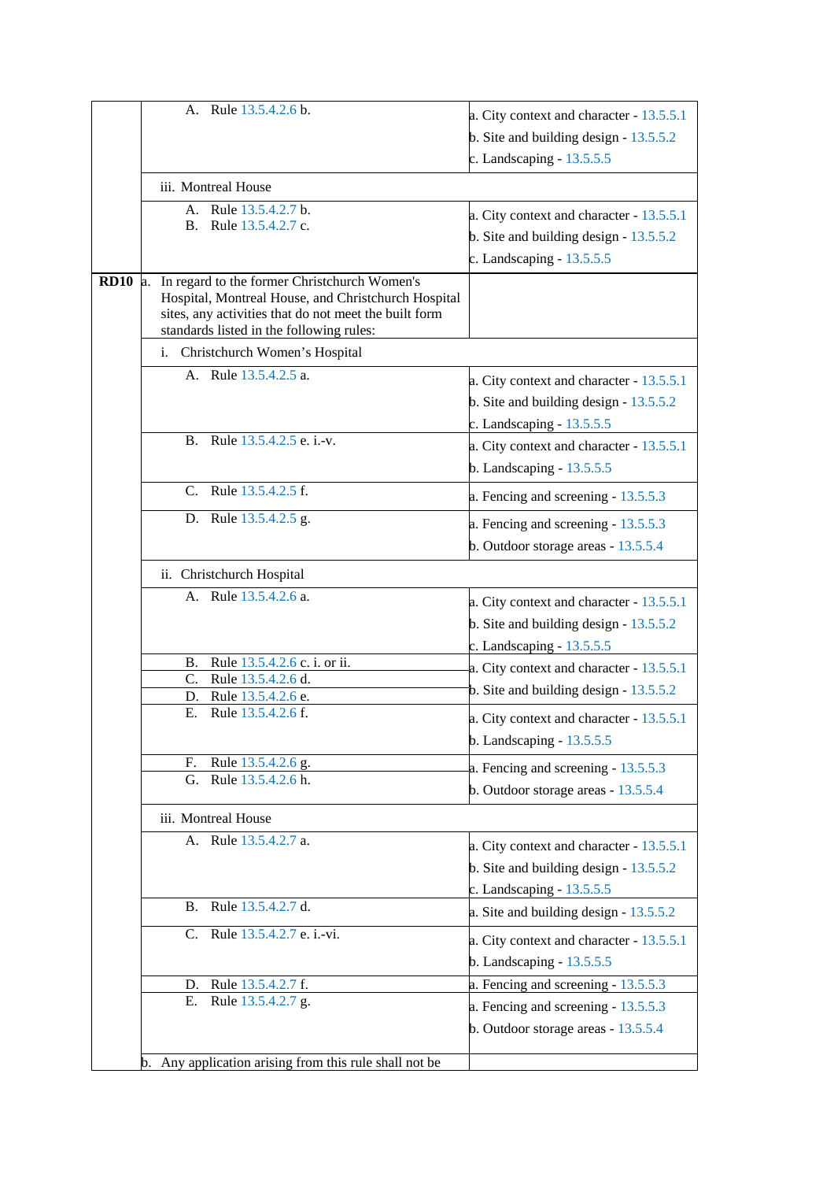| | | |
|---|---|---|
| | A. Rule 13.5.4.2.6 b. | a. City context and character - 13.5.5.1<br>b. Site and building design - 13.5.5.2<br>c. Landscaping - 13.5.5.5 |
| | iii. Montreal House | |
| | A. Rule 13.5.4.2.7 b.<br>B. Rule 13.5.4.2.7 c. | a. City context and character - 13.5.5.1<br>b. Site and building design - 13.5.5.2<br>c. Landscaping - 13.5.5.5 |
| **RD10** | a. In regard to the former Christchurch Women's Hospital, Montreal House, and Christchurch Hospital sites, any activities that do not meet the built form standards listed in the following rules: | |
| | i. Christchurch Women's Hospital | |
| | A. Rule 13.5.4.2.5 a. | a. City context and character - 13.5.5.1<br>b. Site and building design - 13.5.5.2<br>c. Landscaping - 13.5.5.5 |
| | B. Rule 13.5.4.2.5 e. i.-v. | a. City context and character - 13.5.5.1<br>b. Landscaping - 13.5.5.5 |
| | C. Rule 13.5.4.2.5 f. | a. Fencing and screening - 13.5.5.3 |
| | D. Rule 13.5.4.2.5 g. | a. Fencing and screening - 13.5.5.3<br>b. Outdoor storage areas - 13.5.5.4 |
| | ii. Christchurch Hospital | |
| | A. Rule 13.5.4.2.6 a. | a. City context and character - 13.5.5.1<br>b. Site and building design - 13.5.5.2<br>c. Landscaping - 13.5.5.5 |
| | B. Rule 13.5.4.2.6 c. i. or ii.<br>C. Rule 13.5.4.2.6 d.<br>D. Rule 13.5.4.2.6 e. | a. City context and character - 13.5.5.1<br>b. Site and building design - 13.5.5.2 |
| | E. Rule 13.5.4.2.6 f. | a. City context and character - 13.5.5.1<br>b. Landscaping - 13.5.5.5 |
| | F. Rule 13.5.4.2.6 g.<br>G. Rule 13.5.4.2.6 h. | a. Fencing and screening - 13.5.5.3<br>b. Outdoor storage areas - 13.5.5.4 |
| | iii. Montreal House | |
| | A. Rule 13.5.4.2.7 a. | a. City context and character - 13.5.5.1<br>b. Site and building design - 13.5.5.2<br>c. Landscaping - 13.5.5.5 |
| | B. Rule 13.5.4.2.7 d. | a. Site and building design - 13.5.5.2 |
| | C. Rule 13.5.4.2.7 e. i.-vi. | a. City context and character - 13.5.5.1<br>b. Landscaping - 13.5.5.5 |
| | D. Rule 13.5.4.2.7 f. | a. Fencing and screening - 13.5.5.3 |
| | E. Rule 13.5.4.2.7 g. | a. Fencing and screening - 13.5.5.3<br>b. Outdoor storage areas - 13.5.5.4 |
| | b. Any application arising from this rule shall not be | |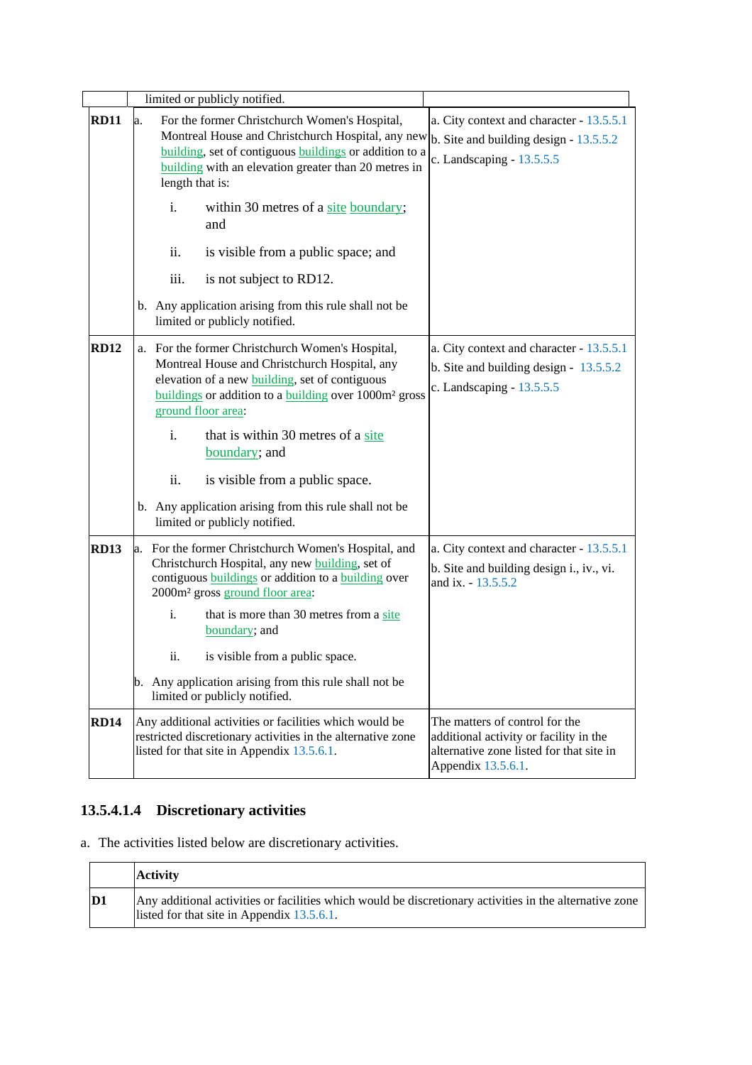| | | |
|---|---|---|
| | limited or publicly notified. | |
| **RD11** | a. For the former Christchurch Women's Hospital, Montreal House and Christchurch Hospital, any new building, set of contiguous buildings or addition to a building with an elevation greater than 20 metres in length that is:<br>i. within 30 metres of a site boundary; and<br>ii. is visible from a public space; and<br>iii. is not subject to RD12.<br>b. Any application arising from this rule shall not be limited or publicly notified. | a. City context and character - 13.5.5.1<br>b. Site and building design - 13.5.5.2<br>c. Landscaping - 13.5.5.5 |
| **RD12** | a. For the former Christchurch Women's Hospital, Montreal House and Christchurch Hospital, any elevation of a new building, set of contiguous buildings or addition to a building over 1000m² gross ground floor area:<br>i. that is within 30 metres of a site boundary; and<br>ii. is visible from a public space.<br>b. Any application arising from this rule shall not be limited or publicly notified. | a. City context and character - 13.5.5.1<br>b. Site and building design - 13.5.5.2<br>c. Landscaping - 13.5.5.5 |
| **RD13** | a. For the former Christchurch Women's Hospital, and Christchurch Hospital, any new building, set of contiguous buildings or addition to a building over 2000m² gross ground floor area:<br>i. that is more than 30 metres from a site boundary; and<br>ii. is visible from a public space.<br>b. Any application arising from this rule shall not be limited or publicly notified. | a. City context and character - 13.5.5.1<br>b. Site and building design i., iv., vi. and ix. - 13.5.5.2 |
| **RD14** | Any additional activities or facilities which would be restricted discretionary activities in the alternative zone listed for that site in Appendix 13.5.6.1. | The matters of control for the additional activity or facility in the alternative zone listed for that site in Appendix 13.5.6.1. |

### 13.5.4.1.4 Discretionary activities

a. The activities listed below are discretionary activities.

| | Activity |
|---|---|
| **D1** | Any additional activities or facilities which would be discretionary activities in the alternative zone listed for that site in Appendix 13.5.6.1. |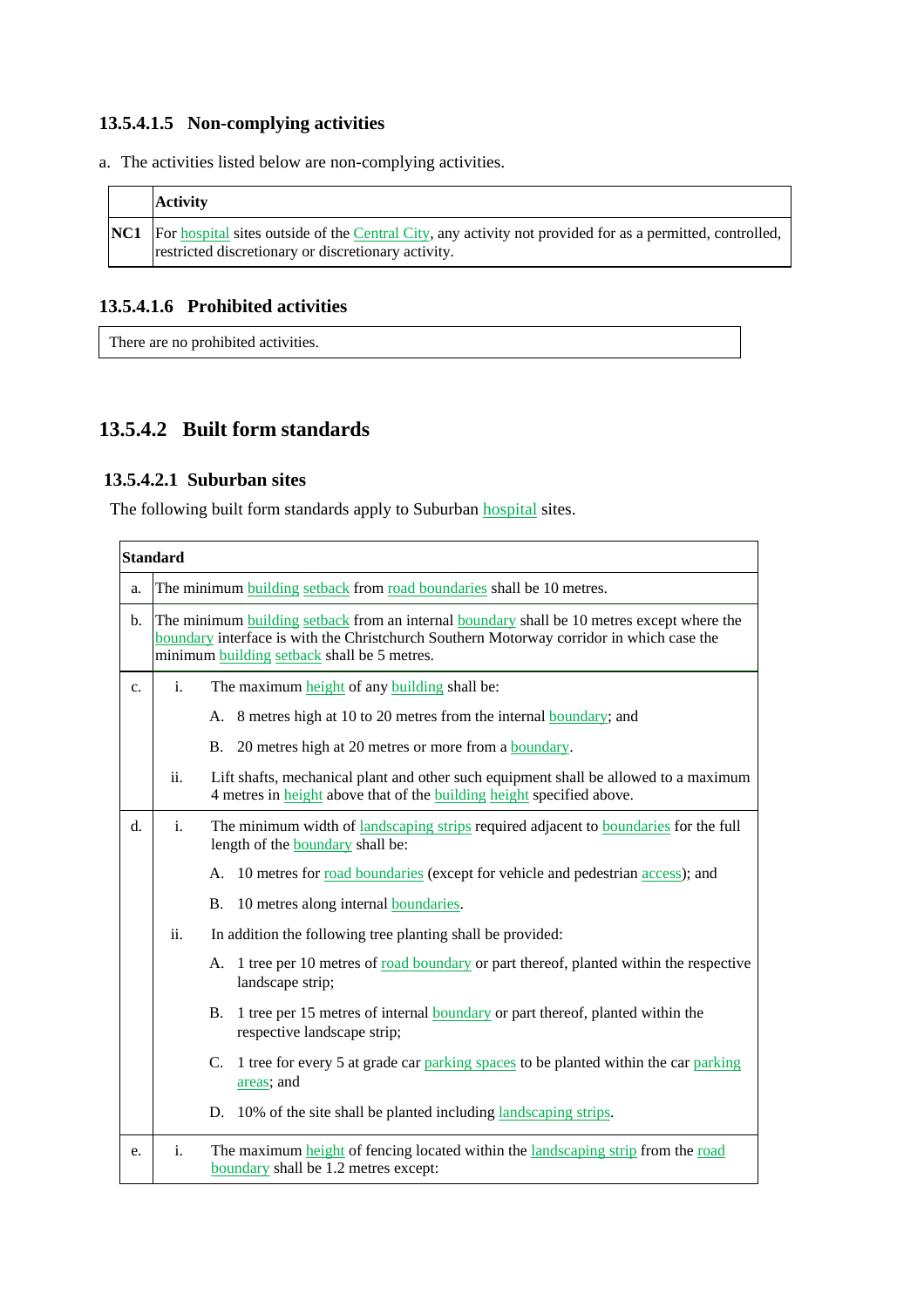### 13.5.4.1.5 Non-complying activities

a. The activities listed below are non-complying activities.

| | Activity |
|---|---|
| NC1 | For hospital sites outside of the Central City, any activity not provided for as a permitted, controlled, restricted discretionary or discretionary activity. |

### 13.5.4.1.6 Prohibited activities

| There are no prohibited activities. |
|---|

## 13.5.4.2 Built form standards

### 13.5.4.2.1 Suburban sites

The following built form standards apply to Suburban hospital sites.

| | Standard |
|---|---|
| a. | The minimum building setback from road boundaries shall be 10 metres. |
| b. | The minimum building setback from an internal boundary shall be 10 metres except where the boundary interface is with the Christchurch Southern Motorway corridor in which case the minimum building setback shall be 5 metres. |
| c. | i. The maximum height of any building shall be:<br>A. 8 metres high at 10 to 20 metres from the internal boundary; and<br>B. 20 metres high at 20 metres or more from a boundary.<br>ii. Lift shafts, mechanical plant and other such equipment shall be allowed to a maximum 4 metres in height above that of the building height specified above. |
| d. | i. The minimum width of landscaping strips required adjacent to boundaries for the full length of the boundary shall be:<br>A. 10 metres for road boundaries (except for vehicle and pedestrian access); and<br>B. 10 metres along internal boundaries.<br>ii. In addition the following tree planting shall be provided:<br>A. 1 tree per 10 metres of road boundary or part thereof, planted within the respective landscape strip;<br>B. 1 tree per 15 metres of internal boundary or part thereof, planted within the respective landscape strip;<br>C. 1 tree for every 5 at grade car parking spaces to be planted within the car parking areas; and<br>D. 10% of the site shall be planted including landscaping strips. |
| e. | i. The maximum height of fencing located within the landscaping strip from the road boundary shall be 1.2 metres except: |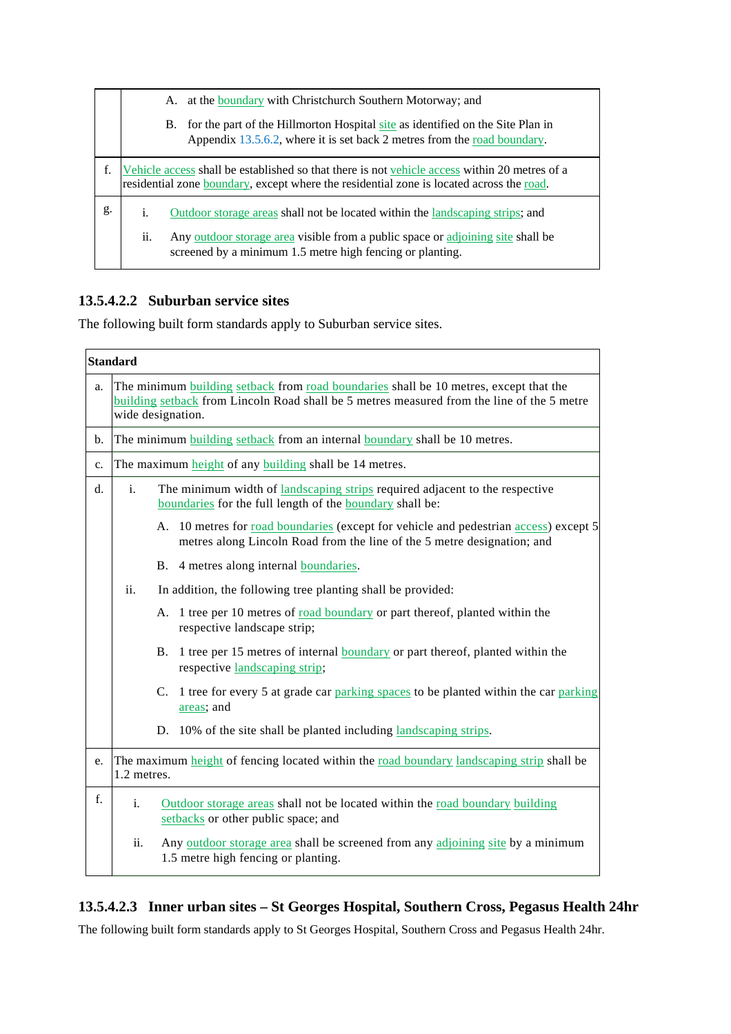|  |  |
|---|---|
|  | A. at the boundary with Christchurch Southern Motorway; and<br><br>B. for the part of the Hillmorton Hospital site as identified on the Site Plan in Appendix 13.5.6.2, where it is set back 2 metres from the road boundary. |
| f. | Vehicle access shall be established so that there is not vehicle access within 20 metres of a residential zone boundary, except where the residential zone is located across the road. |
| g. | i. Outdoor storage areas shall not be located within the landscaping strips; and<br><br>ii. Any outdoor storage area visible from a public space or adjoining site shall be screened by a minimum 1.5 metre high fencing or planting. |

### 13.5.4.2.2 Suburban service sites

The following built form standards apply to Suburban service sites.

| Standard | |
|---|---|
| a. | The minimum building setback from road boundaries shall be 10 metres, except that the building setback from Lincoln Road shall be 5 metres measured from the line of the 5 metre wide designation. |
| b. | The minimum building setback from an internal boundary shall be 10 metres. |
| c. | The maximum height of any building shall be 14 metres. |
| d. | i. The minimum width of landscaping strips required adjacent to the respective boundaries for the full length of the boundary shall be:<br><br>A. 10 metres for road boundaries (except for vehicle and pedestrian access) except 5 metres along Lincoln Road from the line of the 5 metre designation; and<br><br>B. 4 metres along internal boundaries.<br><br>ii. In addition, the following tree planting shall be provided:<br><br>A. 1 tree per 10 metres of road boundary or part thereof, planted within the respective landscape strip;<br><br>B. 1 tree per 15 metres of internal boundary or part thereof, planted within the respective landscaping strip;<br><br>C. 1 tree for every 5 at grade car parking spaces to be planted within the car parking areas; and<br><br>D. 10% of the site shall be planted including landscaping strips. |
| e. | The maximum height of fencing located within the road boundary landscaping strip shall be 1.2 metres. |
| f. | i. Outdoor storage areas shall not be located within the road boundary building setbacks or other public space; and<br><br>ii. Any outdoor storage area shall be screened from any adjoining site by a minimum 1.5 metre high fencing or planting. |

### 13.5.4.2.3 Inner urban sites – St Georges Hospital, Southern Cross, Pegasus Health 24hr

The following built form standards apply to St Georges Hospital, Southern Cross and Pegasus Health 24hr.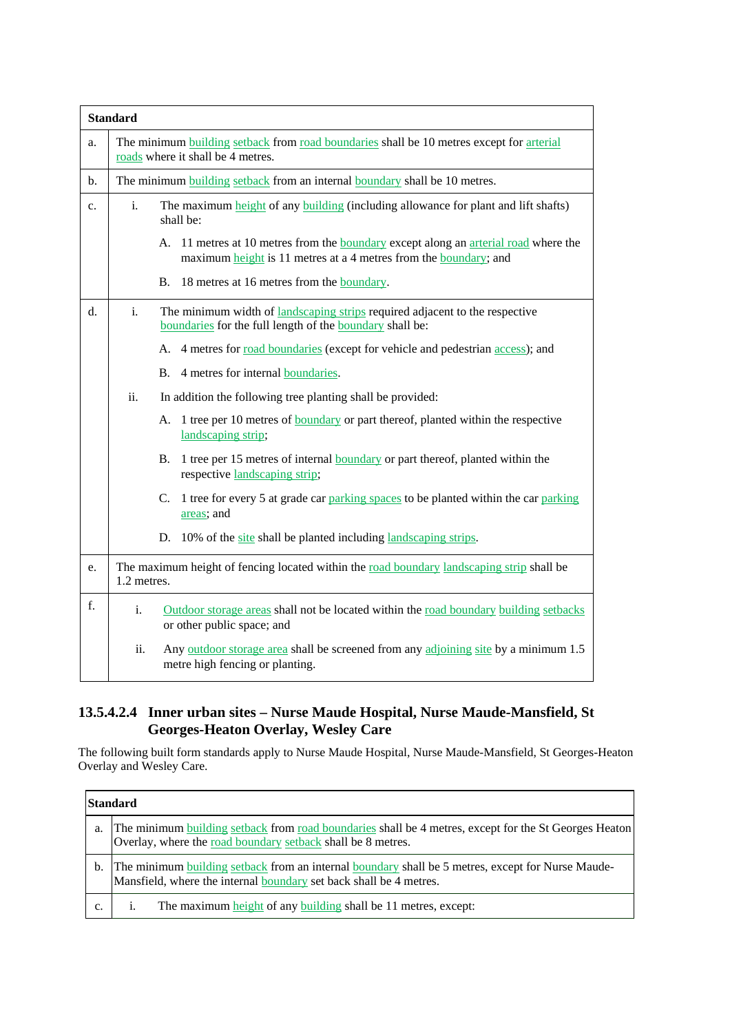| | Standard |
|---|---|
| a. | The minimum building setback from road boundaries shall be 10 metres except for arterial roads where it shall be 4 metres. |
| b. | The minimum building setback from an internal boundary shall be 10 metres. |
| c. | i. The maximum height of any building (including allowance for plant and lift shafts) shall be:<br><br>A. 11 metres at 10 metres from the boundary except along an arterial road where the maximum height is 11 metres at a 4 metres from the boundary; and<br><br>B. 18 metres at 16 metres from the boundary. |
| d. | i. The minimum width of landscaping strips required adjacent to the respective boundaries for the full length of the boundary shall be:<br><br>A. 4 metres for road boundaries (except for vehicle and pedestrian access); and<br><br>B. 4 metres for internal boundaries.<br><br>ii. In addition the following tree planting shall be provided:<br><br>A. 1 tree per 10 metres of boundary or part thereof, planted within the respective landscaping strip;<br><br>B. 1 tree per 15 metres of internal boundary or part thereof, planted within the respective landscaping strip;<br><br>C. 1 tree for every 5 at grade car parking spaces to be planted within the car parking areas; and<br><br>D. 10% of the site shall be planted including landscaping strips. |
| e. | The maximum height of fencing located within the road boundary landscaping strip shall be 1.2 metres. |
| f. | i. Outdoor storage areas shall not be located within the road boundary building setbacks or other public space; and<br><br>ii. Any outdoor storage area shall be screened from any adjoining site by a minimum 1.5 metre high fencing or planting. |

### 13.5.4.2.4 Inner urban sites – Nurse Maude Hospital, Nurse Maude-Mansfield, St Georges-Heaton Overlay, Wesley Care

The following built form standards apply to Nurse Maude Hospital, Nurse Maude-Mansfield, St Georges-Heaton Overlay and Wesley Care.

| | Standard |
|---|---|
| a. | The minimum building setback from road boundaries shall be 4 metres, except for the St Georges Heaton Overlay, where the road boundary setback shall be 8 metres. |
| b. | The minimum building setback from an internal boundary shall be 5 metres, except for Nurse Maude-Mansfield, where the internal boundary set back shall be 4 metres. |
| c. | i. The maximum height of any building shall be 11 metres, except: |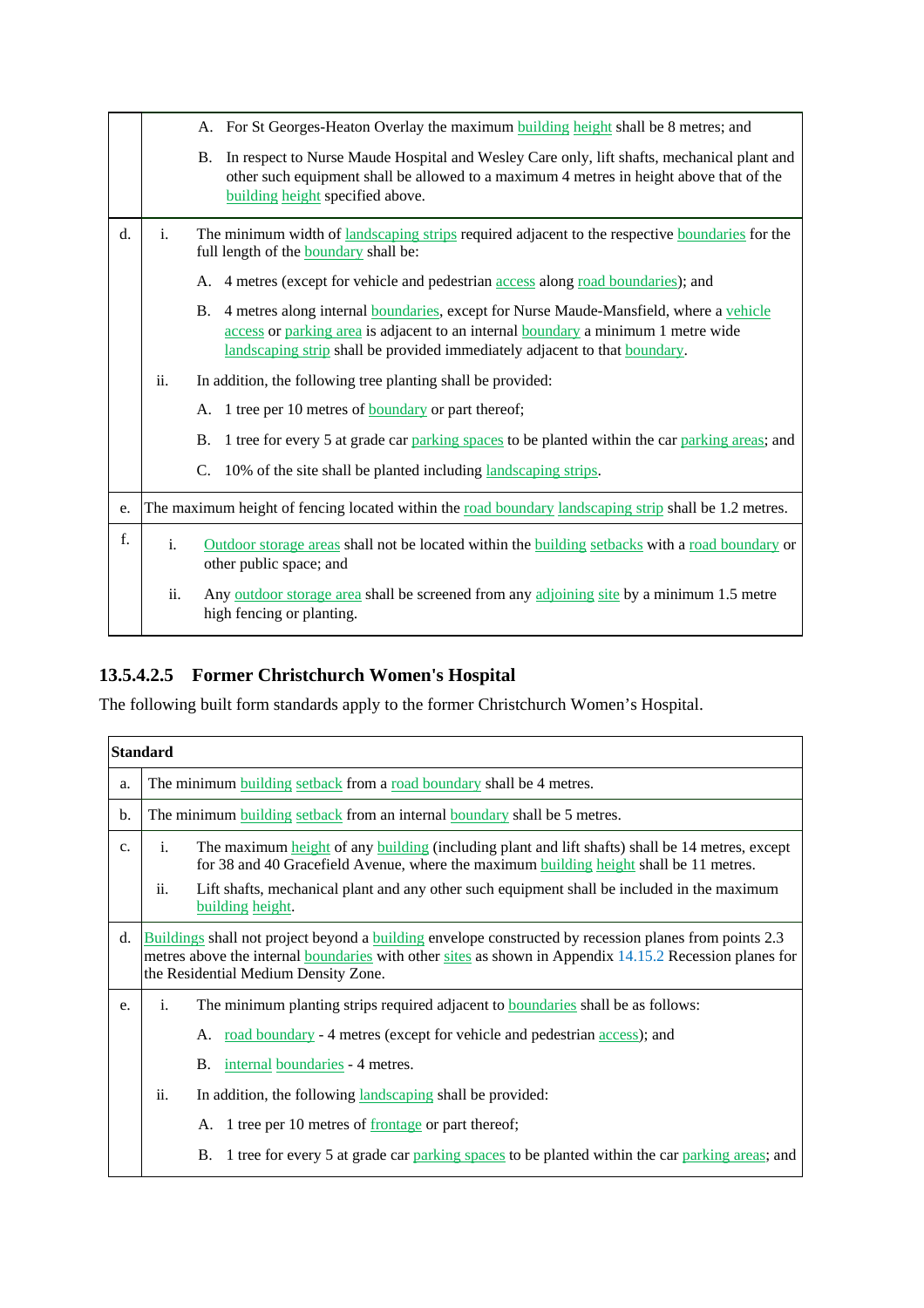| | |
|---|---|
| | A. For St Georges-Heaton Overlay the maximum building height shall be 8 metres; and<br><br>B. In respect to Nurse Maude Hospital and Wesley Care only, lift shafts, mechanical plant and other such equipment shall be allowed to a maximum 4 metres in height above that of the building height specified above. |
| d. | i. The minimum width of landscaping strips required adjacent to the respective boundaries for the full length of the boundary shall be:<br><br>A. 4 metres (except for vehicle and pedestrian access along road boundaries); and<br><br>B. 4 metres along internal boundaries, except for Nurse Maude-Mansfield, where a vehicle access or parking area is adjacent to an internal boundary a minimum 1 metre wide landscaping strip shall be provided immediately adjacent to that boundary.<br><br>ii. In addition, the following tree planting shall be provided:<br><br>A. 1 tree per 10 metres of boundary or part thereof;<br><br>B. 1 tree for every 5 at grade car parking spaces to be planted within the car parking areas; and<br><br>C. 10% of the site shall be planted including landscaping strips. |
| e. | The maximum height of fencing located within the road boundary landscaping strip shall be 1.2 metres. |
| f. | i. Outdoor storage areas shall not be located within the building setbacks with a road boundary or other public space; and<br><br>ii. Any outdoor storage area shall be screened from any adjoining site by a minimum 1.5 metre high fencing or planting. |

### 13.5.4.2.5 Former Christchurch Women's Hospital

The following built form standards apply to the former Christchurch Women's Hospital.

| Standard | |
|---|---|
| a. | The minimum building setback from a road boundary shall be 4 metres. |
| b. | The minimum building setback from an internal boundary shall be 5 metres. |
| c. | i. The maximum height of any building (including plant and lift shafts) shall be 14 metres, except for 38 and 40 Gracefield Avenue, where the maximum building height shall be 11 metres.<br><br>ii. Lift shafts, mechanical plant and any other such equipment shall be included in the maximum building height. |
| d. | Buildings shall not project beyond a building envelope constructed by recession planes from points 2.3 metres above the internal boundaries with other sites as shown in Appendix 14.15.2 Recession planes for the Residential Medium Density Zone. |
| e. | i. The minimum planting strips required adjacent to boundaries shall be as follows:<br><br>A. road boundary - 4 metres (except for vehicle and pedestrian access); and<br><br>B. internal boundaries - 4 metres.<br><br>ii. In addition, the following landscaping shall be provided:<br><br>A. 1 tree per 10 metres of frontage or part thereof;<br><br>B. 1 tree for every 5 at grade car parking spaces to be planted within the car parking areas; and |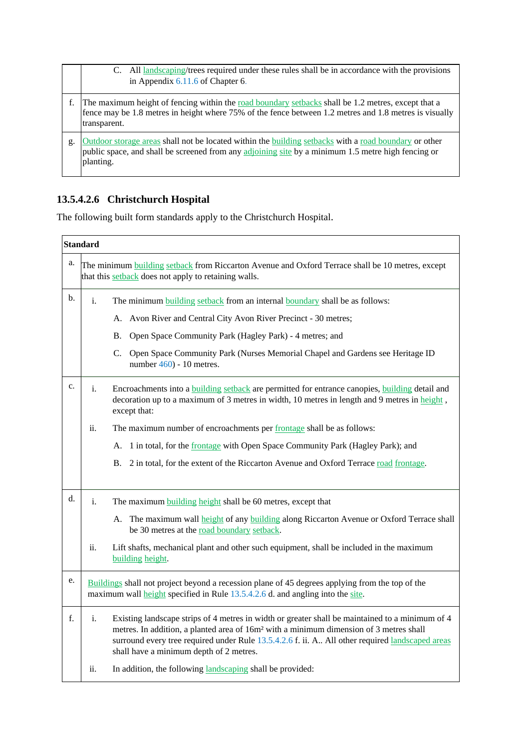| | |
|---|---|
| | C. All landscaping/trees required under these rules shall be in accordance with the provisions in Appendix 6.11.6 of Chapter 6. |
| f. | The maximum height of fencing within the road boundary setbacks shall be 1.2 metres, except that a fence may be 1.8 metres in height where 75% of the fence between 1.2 metres and 1.8 metres is visually transparent. |
| g. | Outdoor storage areas shall not be located within the building setbacks with a road boundary or other public space, and shall be screened from any adjoining site by a minimum 1.5 metre high fencing or planting. |

### 13.5.4.2.6 Christchurch Hospital

The following built form standards apply to the Christchurch Hospital.

| Standard | |
|---|---|
| a. | The minimum building setback from Riccarton Avenue and Oxford Terrace shall be 10 metres, except that this setback does not apply to retaining walls. |
| b. | i. The minimum building setback from an internal boundary shall be as follows:<br>A. Avon River and Central City Avon River Precinct - 30 metres;<br>B. Open Space Community Park (Hagley Park) - 4 metres; and<br>C. Open Space Community Park (Nurses Memorial Chapel and Gardens see Heritage ID number 460) - 10 metres. |
| c. | i. Encroachments into a building setback are permitted for entrance canopies, building detail and decoration up to a maximum of 3 metres in width, 10 metres in length and 9 metres in height , except that:<br>ii. The maximum number of encroachments per frontage shall be as follows:<br>A. 1 in total, for the frontage with Open Space Community Park (Hagley Park); and<br>B. 2 in total, for the extent of the Riccarton Avenue and Oxford Terrace road frontage. |
| d. | i. The maximum building height shall be 60 metres, except that<br>A. The maximum wall height of any building along Riccarton Avenue or Oxford Terrace shall be 30 metres at the road boundary setback.<br>ii. Lift shafts, mechanical plant and other such equipment, shall be included in the maximum building height. |
| e. | Buildings shall not project beyond a recession plane of 45 degrees applying from the top of the maximum wall height specified in Rule 13.5.4.2.6 d. and angling into the site. |
| f. | i. Existing landscape strips of 4 metres in width or greater shall be maintained to a minimum of 4 metres. In addition, a planted area of 16m² with a minimum dimension of 3 metres shall surround every tree required under Rule 13.5.4.2.6 f. ii. A.. All other required landscaped areas shall have a minimum depth of 2 metres.<br>ii. In addition, the following landscaping shall be provided: |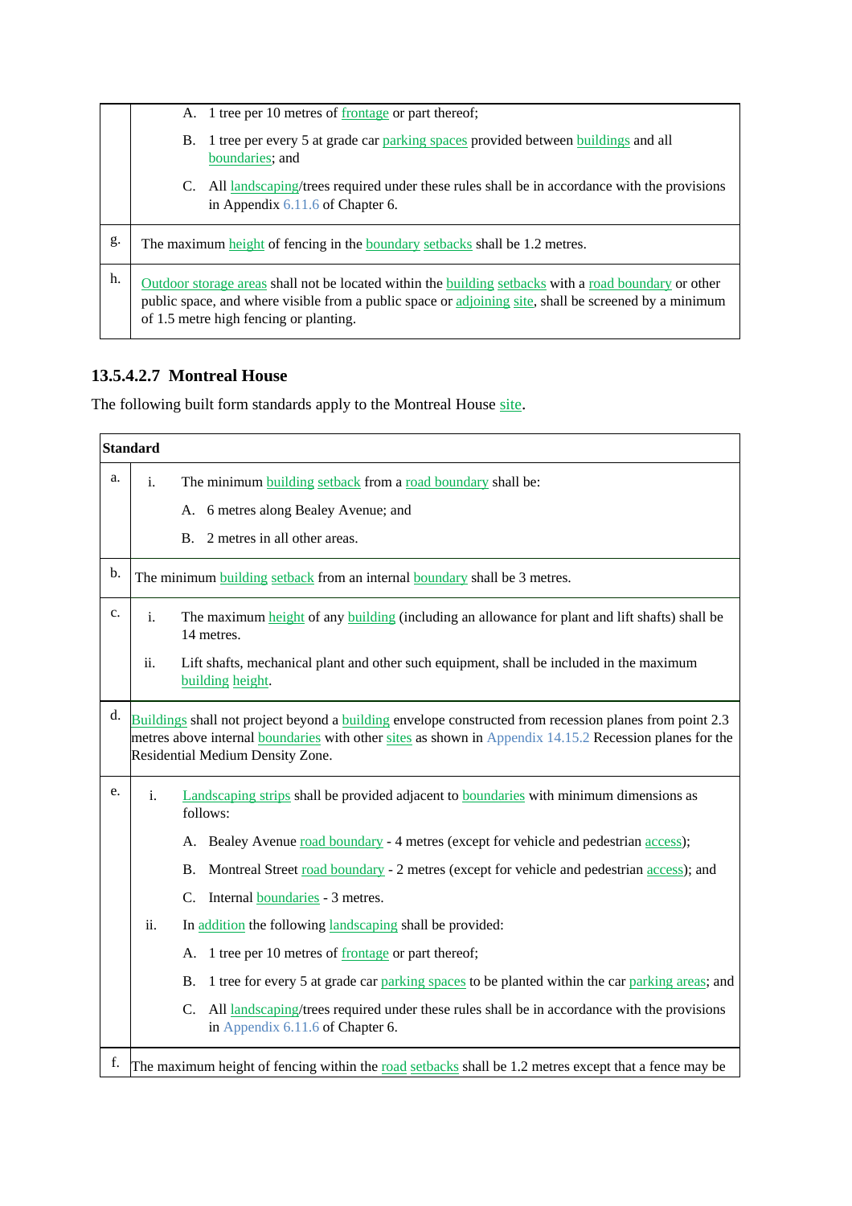| | |
|---|---|
| | A. 1 tree per 10 metres of frontage or part thereof;<br><br>B. 1 tree per every 5 at grade car parking spaces provided between buildings and all boundaries; and<br><br>C. All landscaping/trees required under these rules shall be in accordance with the provisions in Appendix 6.11.6 of Chapter 6. |
| g. | The maximum height of fencing in the boundary setbacks shall be 1.2 metres. |
| h. | Outdoor storage areas shall not be located within the building setbacks with a road boundary or other public space, and where visible from a public space or adjoining site, shall be screened by a minimum of 1.5 metre high fencing or planting. |

### 13.5.4.2.7 Montreal House

The following built form standards apply to the Montreal House site.

| Standard | |
|---|---|
| a. | i. The minimum building setback from a road boundary shall be:<br><br>A. 6 metres along Bealey Avenue; and<br><br>B. 2 metres in all other areas. |
| b. | The minimum building setback from an internal boundary shall be 3 metres. |
| c. | i. The maximum height of any building (including an allowance for plant and lift shafts) shall be 14 metres.<br><br>ii. Lift shafts, mechanical plant and other such equipment, shall be included in the maximum building height. |
| d. | Buildings shall not project beyond a building envelope constructed from recession planes from point 2.3 metres above internal boundaries with other sites as shown in Appendix 14.15.2 Recession planes for the Residential Medium Density Zone. |
| e. | i. Landscaping strips shall be provided adjacent to boundaries with minimum dimensions as follows:<br><br>A. Bealey Avenue road boundary - 4 metres (except for vehicle and pedestrian access);<br><br>B. Montreal Street road boundary - 2 metres (except for vehicle and pedestrian access); and<br><br>C. Internal boundaries - 3 metres.<br><br>ii. In addition the following landscaping shall be provided:<br><br>A. 1 tree per 10 metres of frontage or part thereof;<br><br>B. 1 tree for every 5 at grade car parking spaces to be planted within the car parking areas; and<br><br>C. All landscaping/trees required under these rules shall be in accordance with the provisions in Appendix 6.11.6 of Chapter 6. |
| f. | The maximum height of fencing within the road setbacks shall be 1.2 metres except that a fence may be |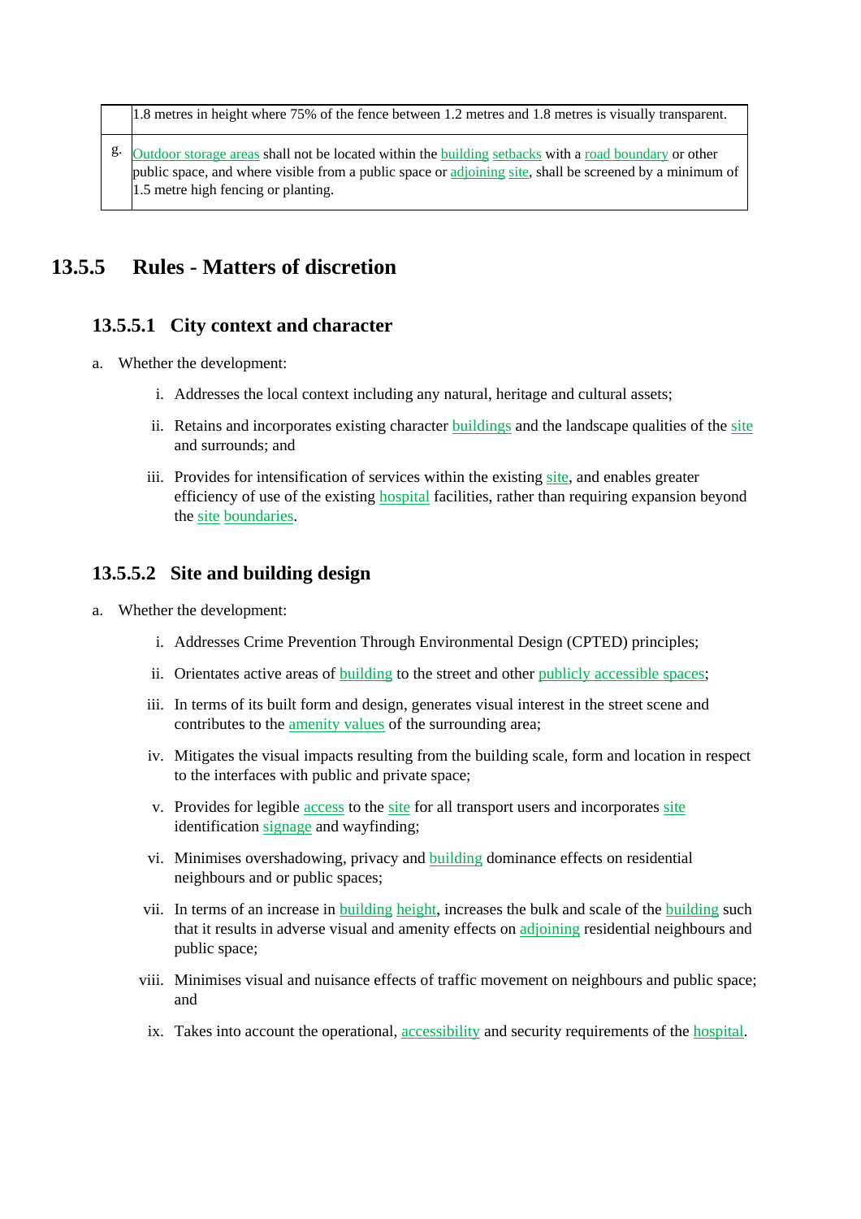| | |
|---|---|
| | 1.8 metres in height where 75% of the fence between 1.2 metres and 1.8 metres is visually transparent. |
| g. | Outdoor storage areas shall not be located within the building setbacks with a road boundary or other public space, and where visible from a public space or adjoining site, shall be screened by a minimum of 1.5 metre high fencing or planting. |

## 13.5.5 Rules - Matters of discretion

### 13.5.5.1 City context and character

a. Whether the development:

   i. Addresses the local context including any natural, heritage and cultural assets;

   ii. Retains and incorporates existing character buildings and the landscape qualities of the site and surrounds; and

   iii. Provides for intensification of services within the existing site, and enables greater efficiency of use of the existing hospital facilities, rather than requiring expansion beyond the site boundaries.

### 13.5.5.2 Site and building design

a. Whether the development:

   i. Addresses Crime Prevention Through Environmental Design (CPTED) principles;

   ii. Orientates active areas of building to the street and other publicly accessible spaces;

   iii. In terms of its built form and design, generates visual interest in the street scene and contributes to the amenity values of the surrounding area;

   iv. Mitigates the visual impacts resulting from the building scale, form and location in respect to the interfaces with public and private space;

   v. Provides for legible access to the site for all transport users and incorporates site identification signage and wayfinding;

   vi. Minimises overshadowing, privacy and building dominance effects on residential neighbours and or public spaces;

   vii. In terms of an increase in building height, increases the bulk and scale of the building such that it results in adverse visual and amenity effects on adjoining residential neighbours and public space;

   viii. Minimises visual and nuisance effects of traffic movement on neighbours and public space; and

   ix. Takes into account the operational, accessibility and security requirements of the hospital.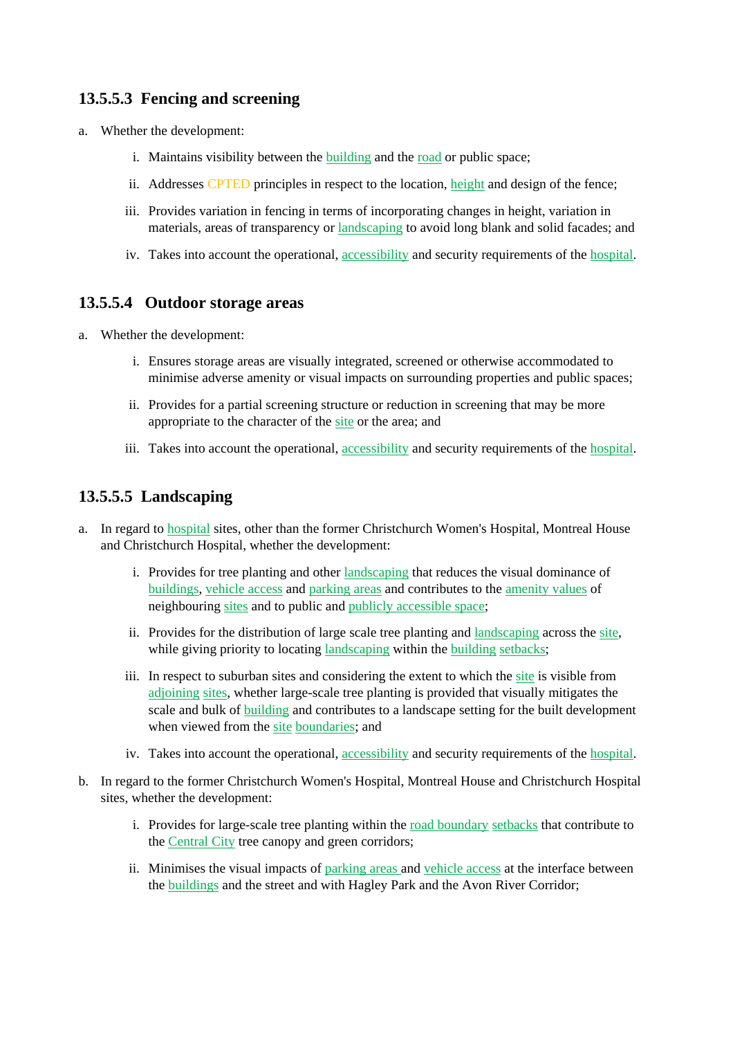### 13.5.5.3 Fencing and screening

a. Whether the development:

   i. Maintains visibility between the building and the road or public space;

   ii. Addresses CPTED principles in respect to the location, height and design of the fence;

   iii. Provides variation in fencing in terms of incorporating changes in height, variation in materials, areas of transparency or landscaping to avoid long blank and solid facades; and

   iv. Takes into account the operational, accessibility and security requirements of the hospital.

### 13.5.5.4 Outdoor storage areas

a. Whether the development:

   i. Ensures storage areas are visually integrated, screened or otherwise accommodated to minimise adverse amenity or visual impacts on surrounding properties and public spaces;

   ii. Provides for a partial screening structure or reduction in screening that may be more appropriate to the character of the site or the area; and

   iii. Takes into account the operational, accessibility and security requirements of the hospital.

### 13.5.5.5 Landscaping

a. In regard to hospital sites, other than the former Christchurch Women's Hospital, Montreal House and Christchurch Hospital, whether the development:

   i. Provides for tree planting and other landscaping that reduces the visual dominance of buildings, vehicle access and parking areas and contributes to the amenity values of neighbouring sites and to public and publicly accessible space;

   ii. Provides for the distribution of large scale tree planting and landscaping across the site, while giving priority to locating landscaping within the building setbacks;

   iii. In respect to suburban sites and considering the extent to which the site is visible from adjoining sites, whether large-scale tree planting is provided that visually mitigates the scale and bulk of building and contributes to a landscape setting for the built development when viewed from the site boundaries; and

   iv. Takes into account the operational, accessibility and security requirements of the hospital.

b. In regard to the former Christchurch Women's Hospital, Montreal House and Christchurch Hospital sites, whether the development:

   i. Provides for large-scale tree planting within the road boundary setbacks that contribute to the Central City tree canopy and green corridors;

   ii. Minimises the visual impacts of parking areas and vehicle access at the interface between the buildings and the street and with Hagley Park and the Avon River Corridor;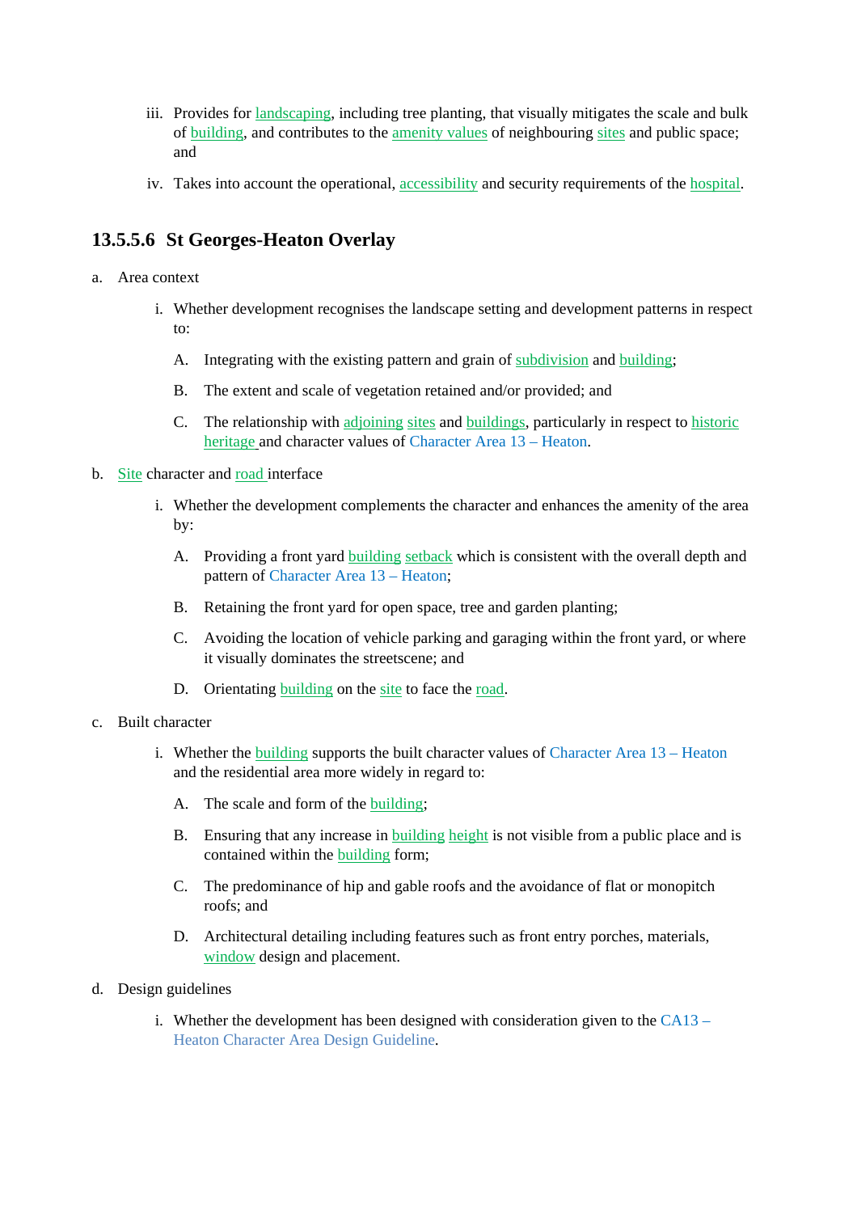iii. Provides for landscaping, including tree planting, that visually mitigates the scale and bulk of building, and contributes to the amenity values of neighbouring sites and public space; and

iv. Takes into account the operational, accessibility and security requirements of the hospital.

### 13.5.5.6 St Georges-Heaton Overlay

a. Area context

   i. Whether development recognises the landscape setting and development patterns in respect to:

      A. Integrating with the existing pattern and grain of subdivision and building;

      B. The extent and scale of vegetation retained and/or provided; and

      C. The relationship with adjoining sites and buildings, particularly in respect to historic heritage and character values of Character Area 13 – Heaton.

b. Site character and road interface

   i. Whether the development complements the character and enhances the amenity of the area by:

      A. Providing a front yard building setback which is consistent with the overall depth and pattern of Character Area 13 – Heaton;

      B. Retaining the front yard for open space, tree and garden planting;

      C. Avoiding the location of vehicle parking and garaging within the front yard, or where it visually dominates the streetscene; and

      D. Orientating building on the site to face the road.

c. Built character

   i. Whether the building supports the built character values of Character Area 13 – Heaton and the residential area more widely in regard to:

      A. The scale and form of the building;

      B. Ensuring that any increase in building height is not visible from a public place and is contained within the building form;

      C. The predominance of hip and gable roofs and the avoidance of flat or monopitch roofs; and

      D. Architectural detailing including features such as front entry porches, materials, window design and placement.

d. Design guidelines

   i. Whether the development has been designed with consideration given to the CA13 – Heaton Character Area Design Guideline.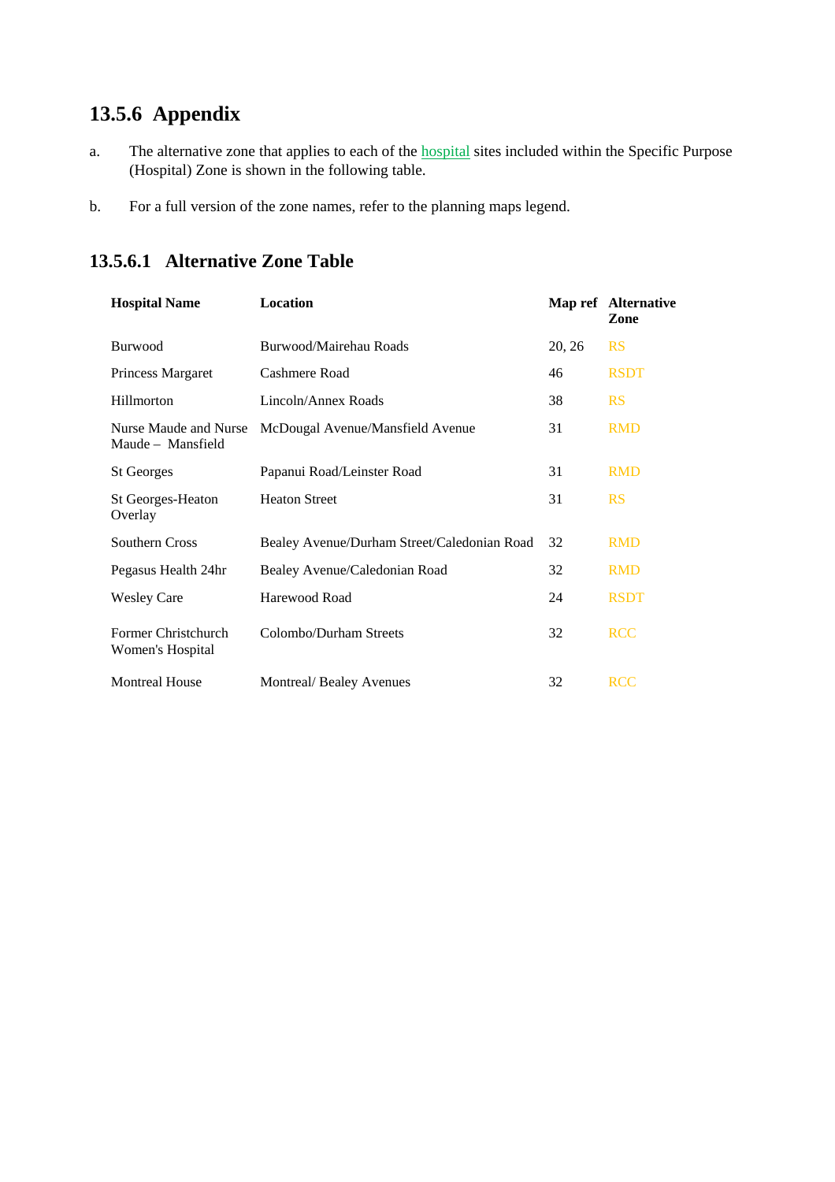## 13.5.6 Appendix

a. The alternative zone that applies to each of the hospital sites included within the Specific Purpose (Hospital) Zone is shown in the following table.

b. For a full version of the zone names, refer to the planning maps legend.

### 13.5.6.1 Alternative Zone Table

| Hospital Name | Location | Map ref | Alternative Zone |
|---|---|---|---|
| Burwood | Burwood/Mairehau Roads | 20, 26 | RS |
| Princess Margaret | Cashmere Road | 46 | RSDT |
| Hillmorton | Lincoln/Annex Roads | 38 | RS |
| Nurse Maude and Nurse Maude – Mansfield | McDougal Avenue/Mansfield Avenue | 31 | RMD |
| St Georges | Papanui Road/Leinster Road | 31 | RMD |
| St Georges-Heaton Overlay | Heaton Street | 31 | RS |
| Southern Cross | Bealey Avenue/Durham Street/Caledonian Road | 32 | RMD |
| Pegasus Health 24hr | Bealey Avenue/Caledonian Road | 32 | RMD |
| Wesley Care | Harewood Road | 24 | RSDT |
| Former Christchurch Women's Hospital | Colombo/Durham Streets | 32 | RCC |
| Montreal House | Montreal/ Bealey Avenues | 32 | RCC |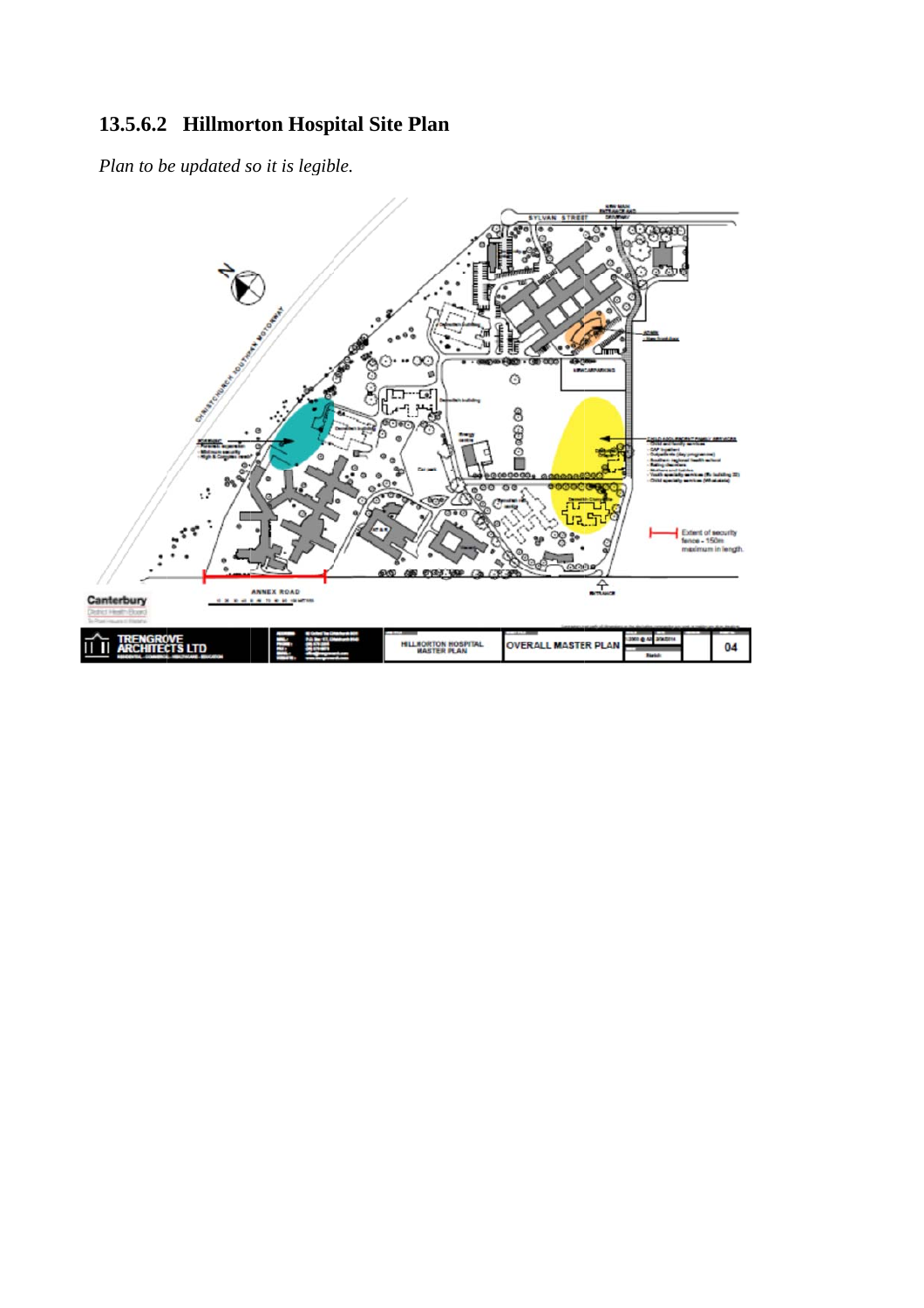### 13.5.6.2 Hillmorton Hospital Site Plan

*Plan to be updated so it is legible.*

SYLVAN STREET

CHRISTCHURCH SOUTHERN MOTORWAY

ANNEX ROAD

Extent of security fence - 150m maximum in length.

ENTRANCE

Canterbury District Health Board

TRENGROVE ARCHITECTS LTD

HILLMORTON HOSPITAL MASTER PLAN

OVERALL MASTER PLAN

04